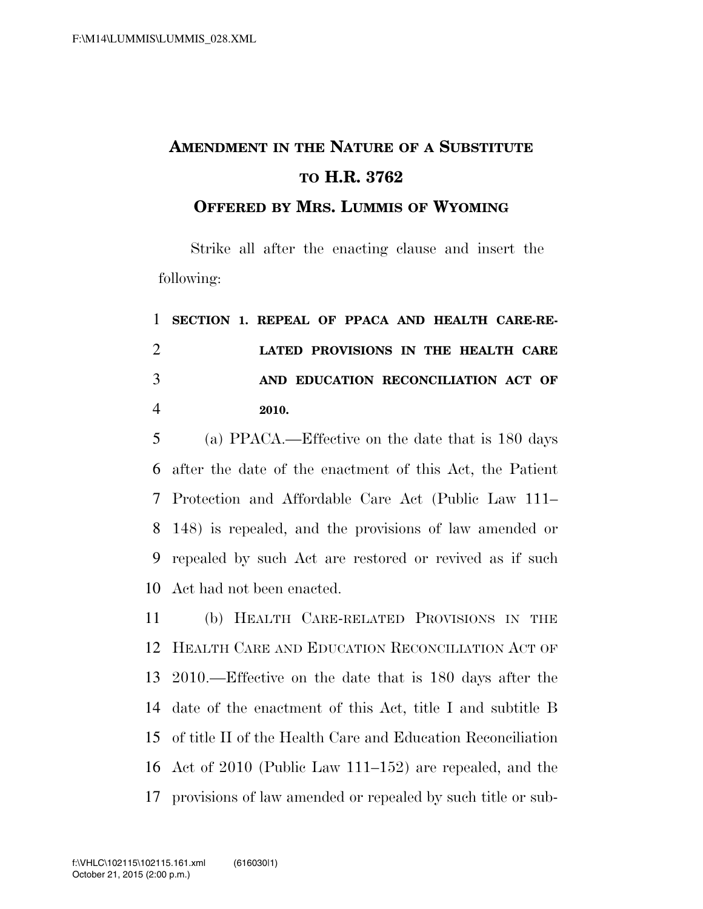# AMENDMENT IN THE NATURE OF A SUBSTITUTE TO H.R. 3762

## OFFERED BY MRS. LUMMIS OF WYOMING

Strike all after the enacting clause and insert the following:

**SECTION 1. REPEAL OF PPACA AND HEALTH CARE-RELATED PROVISIONS IN THE HEALTH CARE AND EDUCATION RECONCILIATION ACT OF 2010.**

(a) PPACA.—Effective on the date that is 180 days after the date of the enactment of this Act, the Patient Protection and Affordable Care Act (Public Law 111–148) is repealed, and the provisions of law amended or repealed by such Act are restored or revived as if such Act had not been enacted.

(b) HEALTH CARE-RELATED PROVISIONS IN THE HEALTH CARE AND EDUCATION RECONCILIATION ACT OF 2010.—Effective on the date that is 180 days after the date of the enactment of this Act, title I and subtitle B of title II of the Health Care and Education Reconciliation Act of 2010 (Public Law 111–152) are repealed, and the provisions of law amended or repealed by such title or sub-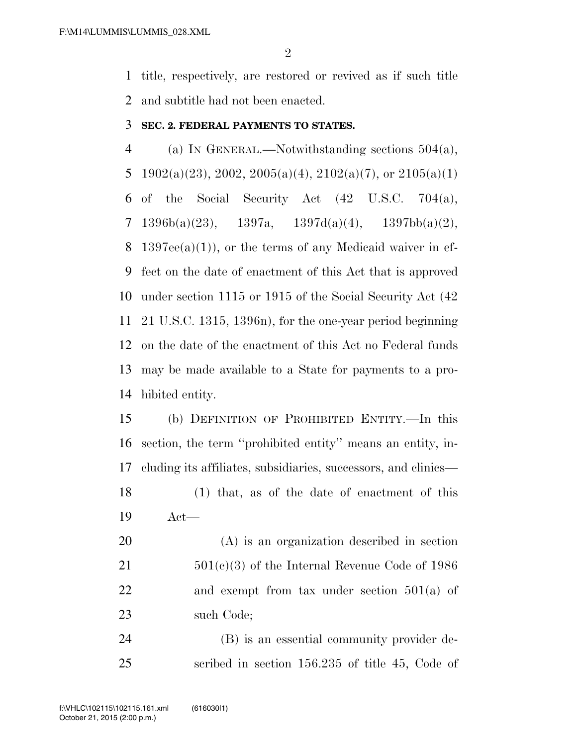title, respectively, are restored or revived as if such title and subtitle had not been enacted.

**SEC. 2. FEDERAL PAYMENTS TO STATES.**

(a) IN GENERAL.—Notwithstanding sections 504(a), 1902(a)(23), 2002, 2005(a)(4), 2102(a)(7), or 2105(a)(1) of the Social Security Act (42 U.S.C. 704(a), 1396b(a)(23), 1397a, 1397d(a)(4), 1397bb(a)(2), 1397ee(a)(1)), or the terms of any Medicaid waiver in effect on the date of enactment of this Act that is approved under section 1115 or 1915 of the Social Security Act (42 21 U.S.C. 1315, 1396n), for the one-year period beginning on the date of the enactment of this Act no Federal funds may be made available to a State for payments to a prohibited entity.

(b) DEFINITION OF PROHIBITED ENTITY.—In this section, the term ''prohibited entity'' means an entity, including its affiliates, subsidiaries, successors, and clinics—

(1) that, as of the date of enactment of this Act—

(A) is an organization described in section 501(c)(3) of the Internal Revenue Code of 1986 and exempt from tax under section 501(a) of such Code;

(B) is an essential community provider described in section 156.235 of title 45, Code of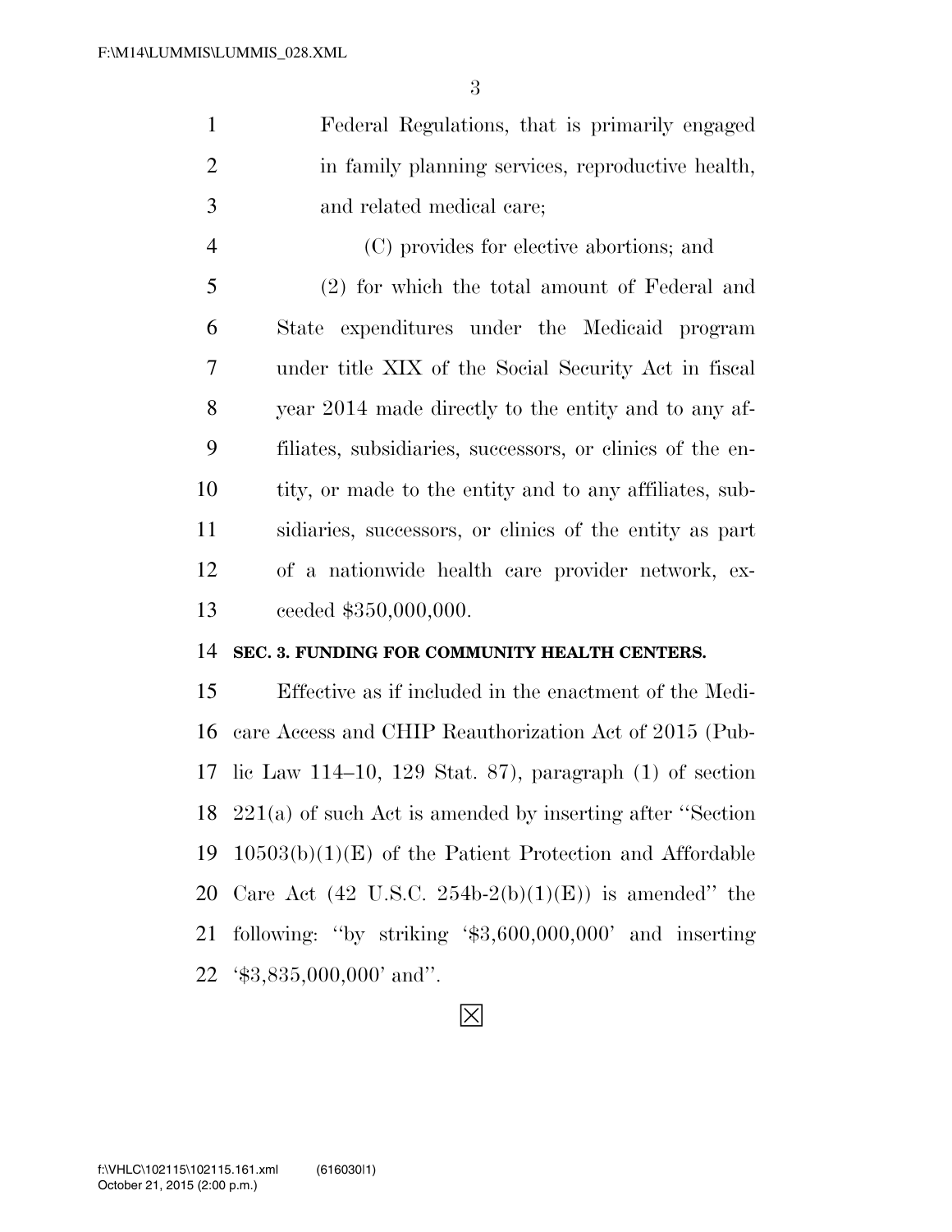Federal Regulations, that is primarily engaged in family planning services, reproductive health, and related medical care;

(C) provides for elective abortions; and

(2) for which the total amount of Federal and State expenditures under the Medicaid program under title XIX of the Social Security Act in fiscal year 2014 made directly to the entity and to any affiliates, subsidiaries, successors, or clinics of the entity, or made to the entity and to any affiliates, subsidiaries, successors, or clinics of the entity as part of a nationwide health care provider network, exceeded $350,000,000.

**SEC. 3. FUNDING FOR COMMUNITY HEALTH CENTERS.**

Effective as if included in the enactment of the Medicare Access and CHIP Reauthorization Act of 2015 (Public Law 114–10, 129 Stat. 87), paragraph (1) of section 221(a) of such Act is amended by inserting after ''Section 10503(b)(1)(E) of the Patient Protection and Affordable Care Act (42 U.S.C. 254b-2(b)(1)(E)) is amended'' the following: ''by striking '$3,600,000,000' and inserting '$3,835,000,000' and''.